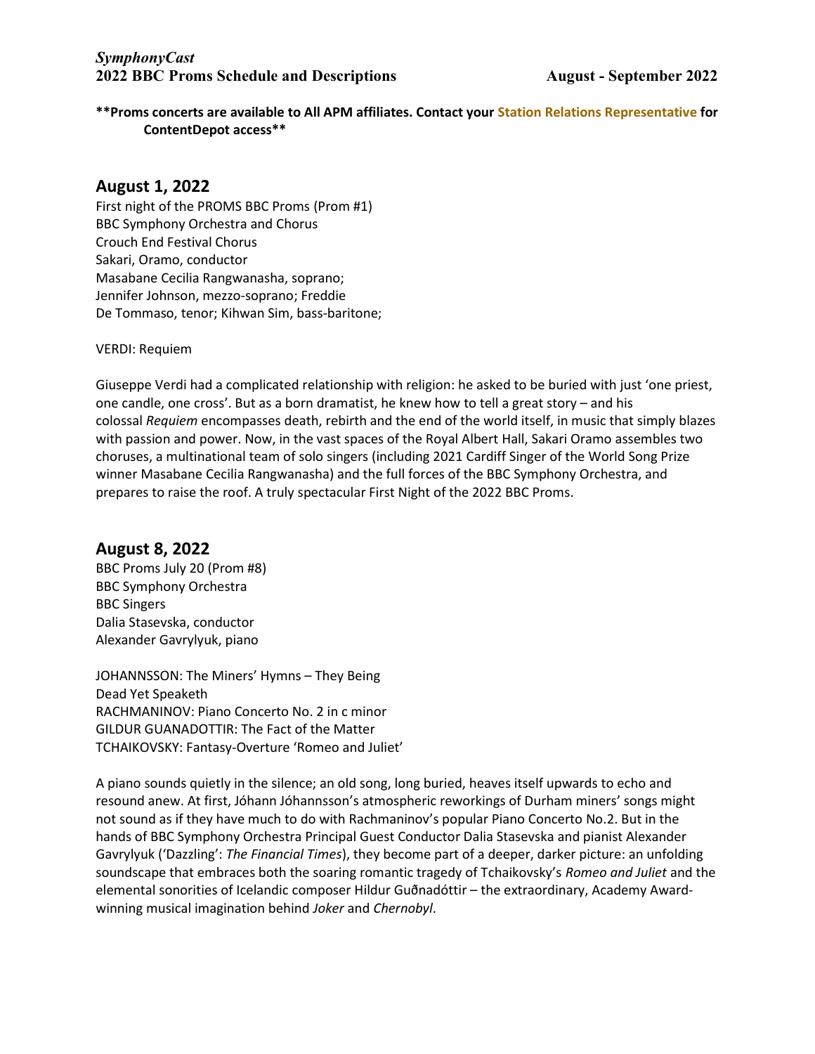***SymphonyCast***
**2022 BBC Proms Schedule and Descriptions** **August - September 2022**

****Proms concerts are available to All APM affiliates. Contact your Station Relations Representative for ContentDepot access****

## August 1, 2022

First night of the PROMS BBC Proms (Prom #1)
BBC Symphony Orchestra and Chorus
Crouch End Festival Chorus
Sakari, Oramo, conductor
Masabane Cecilia Rangwanasha, soprano;
Jennifer Johnson, mezzo-soprano; Freddie
De Tommaso, tenor; Kihwan Sim, bass-baritone;

VERDI: Requiem

Giuseppe Verdi had a complicated relationship with religion: he asked to be buried with just 'one priest, one candle, one cross'. But as a born dramatist, he knew how to tell a great story – and his colossal *Requiem* encompasses death, rebirth and the end of the world itself, in music that simply blazes with passion and power. Now, in the vast spaces of the Royal Albert Hall, Sakari Oramo assembles two choruses, a multinational team of solo singers (including 2021 Cardiff Singer of the World Song Prize winner Masabane Cecilia Rangwanasha) and the full forces of the BBC Symphony Orchestra, and prepares to raise the roof. A truly spectacular First Night of the 2022 BBC Proms.

## August 8, 2022

BBC Proms July 20 (Prom #8)
BBC Symphony Orchestra
BBC Singers
Dalia Stasevska, conductor
Alexander Gavrylyuk, piano

JOHANNSSON: The Miners' Hymns – They Being
Dead Yet Speaketh
RACHMANINOV: Piano Concerto No. 2 in c minor
GILDUR GUANADOTTIR: The Fact of the Matter
TCHAIKOVSKY: Fantasy-Overture 'Romeo and Juliet'

A piano sounds quietly in the silence; an old song, long buried, heaves itself upwards to echo and resound anew. At first, Jóhann Jóhannsson's atmospheric reworkings of Durham miners' songs might not sound as if they have much to do with Rachmaninov's popular Piano Concerto No.2. But in the hands of BBC Symphony Orchestra Principal Guest Conductor Dalia Stasevska and pianist Alexander Gavrylyuk ('Dazzling': *The Financial Times*), they become part of a deeper, darker picture: an unfolding soundscape that embraces both the soaring romantic tragedy of Tchaikovsky's *Romeo and Juliet* and the elemental sonorities of Icelandic composer Hildur Guðnadóttir – the extraordinary, Academy Award-winning musical imagination behind *Joker* and *Chernobyl*.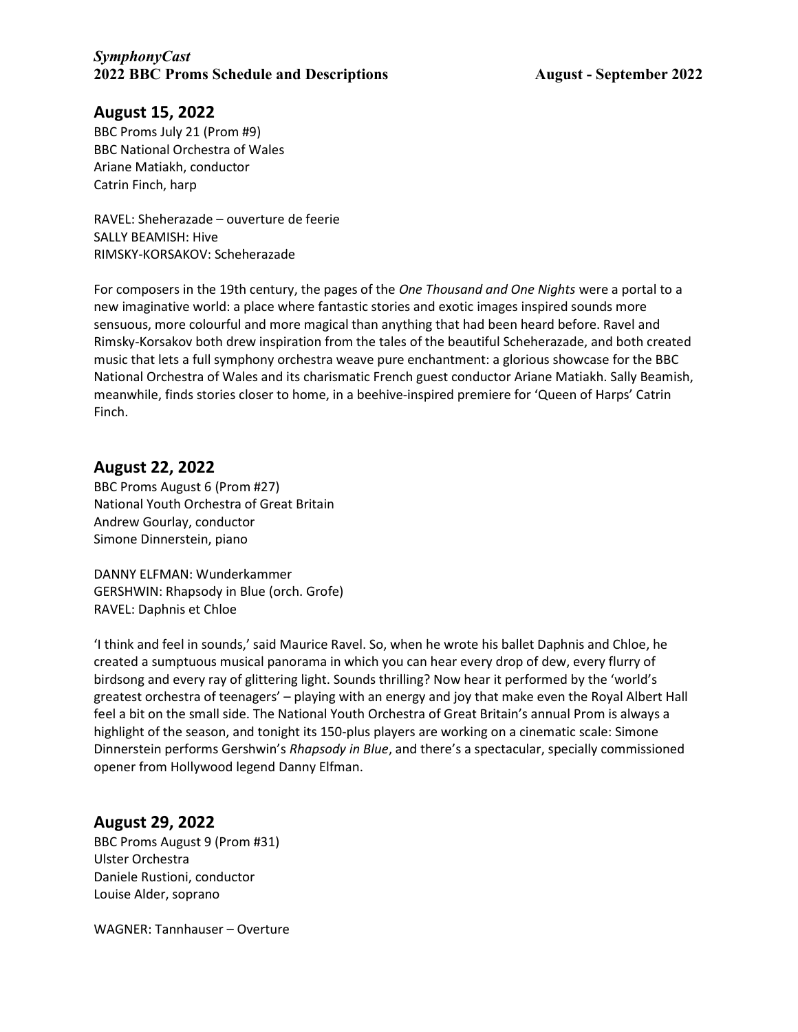## August 15, 2022

BBC Proms July 21 (Prom #9)
BBC National Orchestra of Wales
Ariane Matiakh, conductor
Catrin Finch, harp

RAVEL: Sheherazade – ouverture de feerie
SALLY BEAMISH: Hive
RIMSKY-KORSAKOV: Scheherazade

For composers in the 19th century, the pages of the *One Thousand and One Nights* were a portal to a new imaginative world: a place where fantastic stories and exotic images inspired sounds more sensuous, more colourful and more magical than anything that had been heard before. Ravel and Rimsky-Korsakov both drew inspiration from the tales of the beautiful Scheherazade, and both created music that lets a full symphony orchestra weave pure enchantment: a glorious showcase for the BBC National Orchestra of Wales and its charismatic French guest conductor Ariane Matiakh. Sally Beamish, meanwhile, finds stories closer to home, in a beehive-inspired premiere for 'Queen of Harps' Catrin Finch.

## August 22, 2022

BBC Proms August 6 (Prom #27)
National Youth Orchestra of Great Britain
Andrew Gourlay, conductor
Simone Dinnerstein, piano

DANNY ELFMAN: Wunderkammer
GERSHWIN: Rhapsody in Blue (orch. Grofe)
RAVEL: Daphnis et Chloe

'I think and feel in sounds,' said Maurice Ravel. So, when he wrote his ballet Daphnis and Chloe, he created a sumptuous musical panorama in which you can hear every drop of dew, every flurry of birdsong and every ray of glittering light. Sounds thrilling? Now hear it performed by the 'world's greatest orchestra of teenagers' – playing with an energy and joy that make even the Royal Albert Hall feel a bit on the small side. The National Youth Orchestra of Great Britain's annual Prom is always a highlight of the season, and tonight its 150-plus players are working on a cinematic scale: Simone Dinnerstein performs Gershwin's *Rhapsody in Blue*, and there's a spectacular, specially commissioned opener from Hollywood legend Danny Elfman.

## August 29, 2022

BBC Proms August 9 (Prom #31)
Ulster Orchestra
Daniele Rustioni, conductor
Louise Alder, soprano

WAGNER: Tannhauser – Overture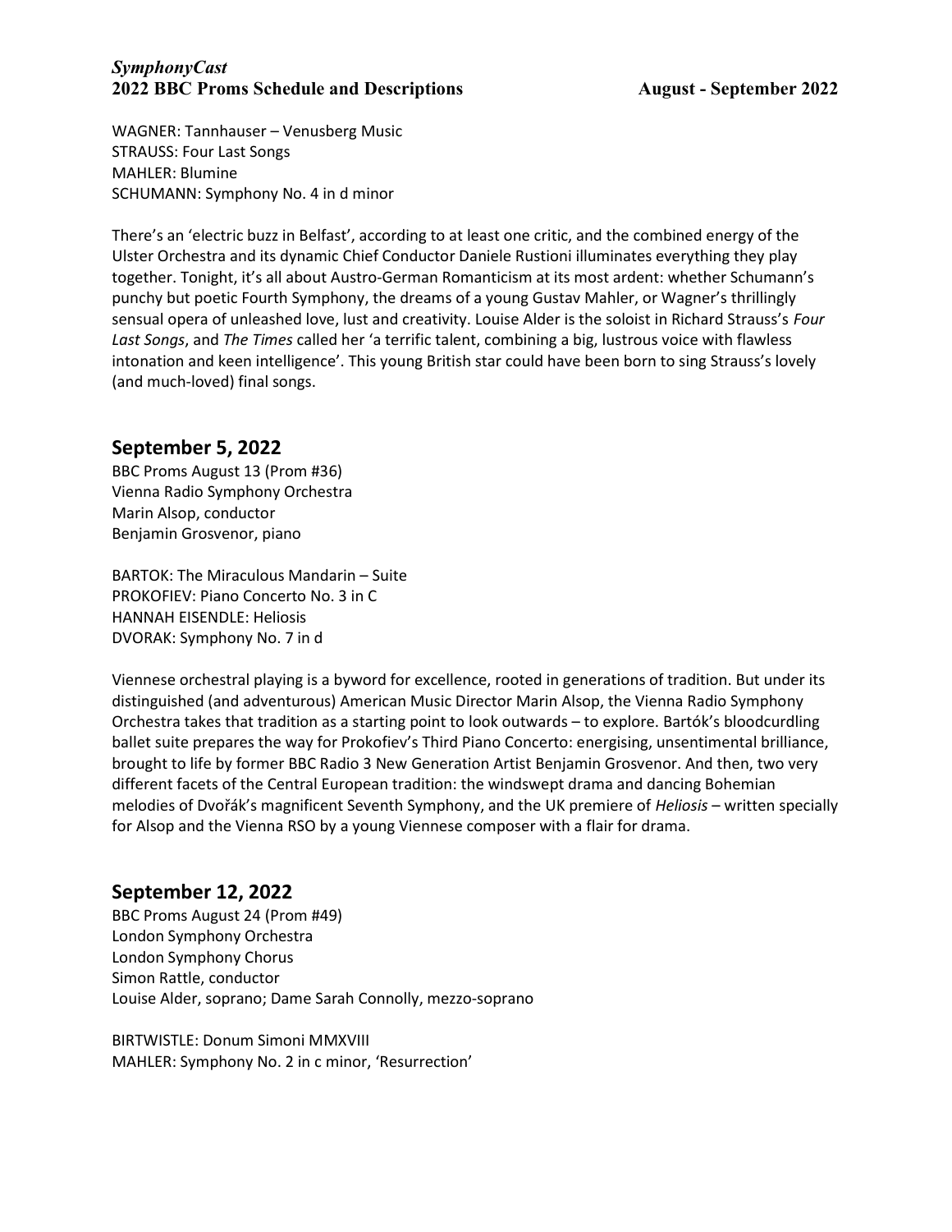WAGNER: Tannhauser – Venusberg Music
STRAUSS: Four Last Songs
MAHLER: Blumine
SCHUMANN: Symphony No. 4 in d minor

There's an 'electric buzz in Belfast', according to at least one critic, and the combined energy of the Ulster Orchestra and its dynamic Chief Conductor Daniele Rustioni illuminates everything they play together. Tonight, it's all about Austro-German Romanticism at its most ardent: whether Schumann's punchy but poetic Fourth Symphony, the dreams of a young Gustav Mahler, or Wagner's thrillingly sensual opera of unleashed love, lust and creativity. Louise Alder is the soloist in Richard Strauss's *Four Last Songs*, and *The Times* called her 'a terrific talent, combining a big, lustrous voice with flawless intonation and keen intelligence'. This young British star could have been born to sing Strauss's lovely (and much-loved) final songs.

## September 5, 2022

BBC Proms August 13 (Prom #36)
Vienna Radio Symphony Orchestra
Marin Alsop, conductor
Benjamin Grosvenor, piano

BARTOK: The Miraculous Mandarin – Suite
PROKOFIEV: Piano Concerto No. 3 in C
HANNAH EISENDLE: Heliosis
DVORAK: Symphony No. 7 in d

Viennese orchestral playing is a byword for excellence, rooted in generations of tradition. But under its distinguished (and adventurous) American Music Director Marin Alsop, the Vienna Radio Symphony Orchestra takes that tradition as a starting point to look outwards – to explore. Bartók's bloodcurdling ballet suite prepares the way for Prokofiev's Third Piano Concerto: energising, unsentimental brilliance, brought to life by former BBC Radio 3 New Generation Artist Benjamin Grosvenor. And then, two very different facets of the Central European tradition: the windswept drama and dancing Bohemian melodies of Dvořák's magnificent Seventh Symphony, and the UK premiere of *Heliosis* – written specially for Alsop and the Vienna RSO by a young Viennese composer with a flair for drama.

## September 12, 2022

BBC Proms August 24 (Prom #49)
London Symphony Orchestra
London Symphony Chorus
Simon Rattle, conductor
Louise Alder, soprano; Dame Sarah Connolly, mezzo-soprano

BIRTWISTLE: Donum Simoni MMXVIII
MAHLER: Symphony No. 2 in c minor, 'Resurrection'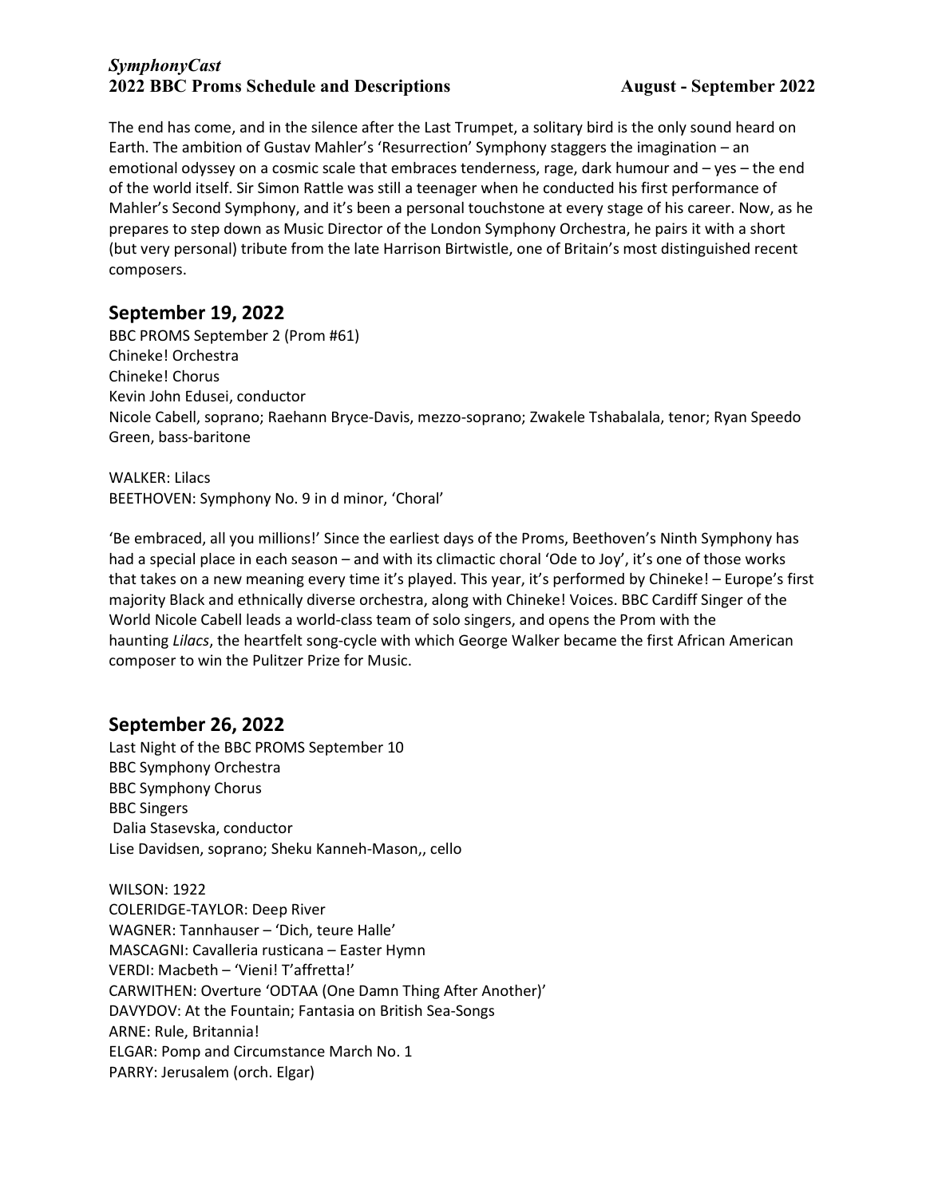The end has come, and in the silence after the Last Trumpet, a solitary bird is the only sound heard on Earth. The ambition of Gustav Mahler's 'Resurrection' Symphony staggers the imagination – an emotional odyssey on a cosmic scale that embraces tenderness, rage, dark humour and – yes – the end of the world itself. Sir Simon Rattle was still a teenager when he conducted his first performance of Mahler's Second Symphony, and it's been a personal touchstone at every stage of his career. Now, as he prepares to step down as Music Director of the London Symphony Orchestra, he pairs it with a short (but very personal) tribute from the late Harrison Birtwistle, one of Britain's most distinguished recent composers.

## September 19, 2022

BBC PROMS September 2 (Prom #61)
Chineke! Orchestra
Chineke! Chorus
Kevin John Edusei, conductor
Nicole Cabell, soprano; Raehann Bryce-Davis, mezzo-soprano; Zwakele Tshabalala, tenor; Ryan Speedo Green, bass-baritone

WALKER: Lilacs
BEETHOVEN: Symphony No. 9 in d minor, 'Choral'

'Be embraced, all you millions!' Since the earliest days of the Proms, Beethoven's Ninth Symphony has had a special place in each season – and with its climactic choral 'Ode to Joy', it's one of those works that takes on a new meaning every time it's played. This year, it's performed by Chineke! – Europe's first majority Black and ethnically diverse orchestra, along with Chineke! Voices. BBC Cardiff Singer of the World Nicole Cabell leads a world-class team of solo singers, and opens the Prom with the haunting *Lilacs*, the heartfelt song-cycle with which George Walker became the first African American composer to win the Pulitzer Prize for Music.

## September 26, 2022

Last Night of the BBC PROMS September 10
BBC Symphony Orchestra
BBC Symphony Chorus
BBC Singers
Dalia Stasevska, conductor
Lise Davidsen, soprano; Sheku Kanneh-Mason,, cello

WILSON: 1922
COLERIDGE-TAYLOR: Deep River
WAGNER: Tannhauser – 'Dich, teure Halle'
MASCAGNI: Cavalleria rusticana – Easter Hymn
VERDI: Macbeth – 'Vieni! T'affretta!'
CARWITHEN: Overture 'ODTAA (One Damn Thing After Another)'
DAVYDOV: At the Fountain; Fantasia on British Sea-Songs
ARNE: Rule, Britannia!
ELGAR: Pomp and Circumstance March No. 1
PARRY: Jerusalem (orch. Elgar)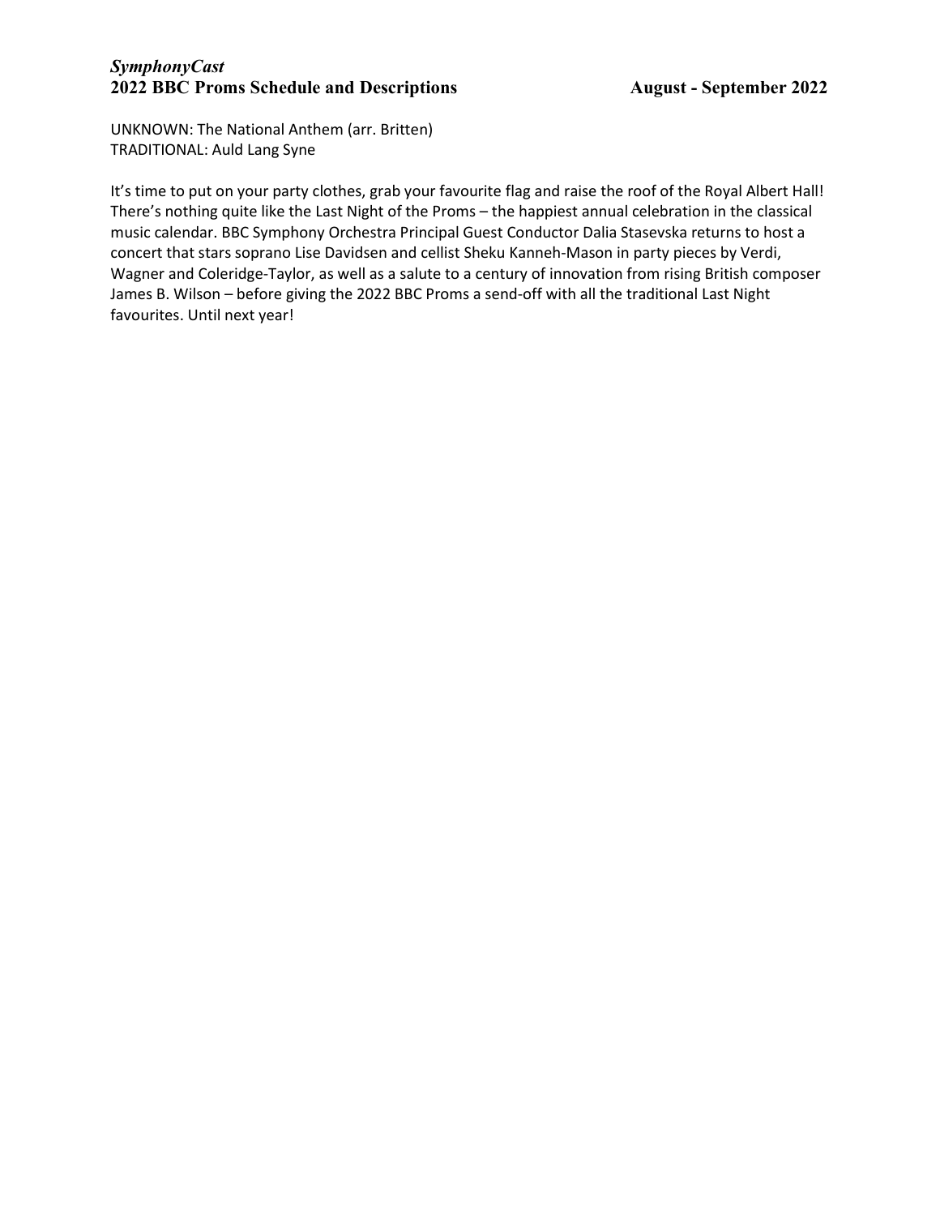UNKNOWN: The National Anthem (arr. Britten)
TRADITIONAL: Auld Lang Syne

It's time to put on your party clothes, grab your favourite flag and raise the roof of the Royal Albert Hall! There's nothing quite like the Last Night of the Proms – the happiest annual celebration in the classical music calendar. BBC Symphony Orchestra Principal Guest Conductor Dalia Stasevska returns to host a concert that stars soprano Lise Davidsen and cellist Sheku Kanneh-Mason in party pieces by Verdi, Wagner and Coleridge-Taylor, as well as a salute to a century of innovation from rising British composer James B. Wilson – before giving the 2022 BBC Proms a send-off with all the traditional Last Night favourites. Until next year!